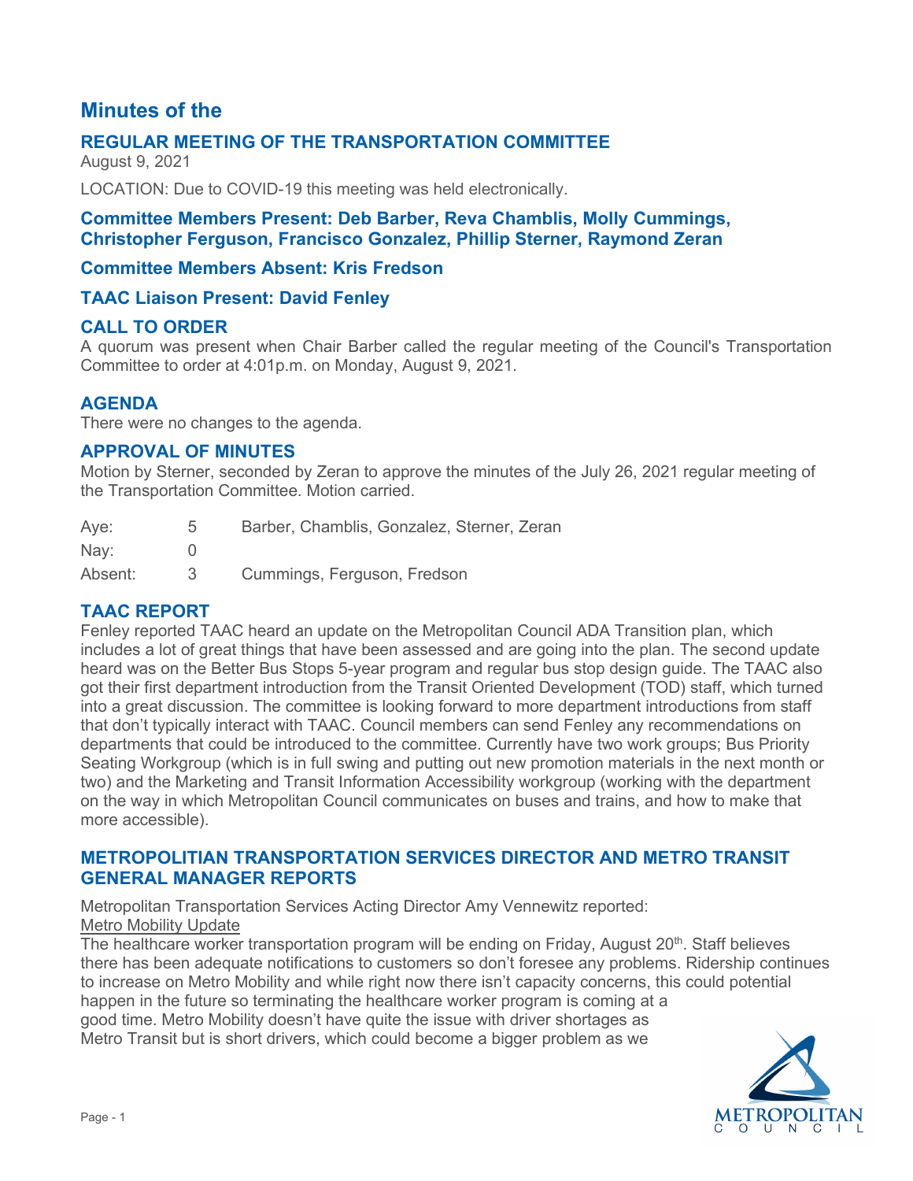# Minutes of the

## REGULAR MEETING OF THE TRANSPORTATION COMMITTEE

August 9, 2021

LOCATION: Due to COVID-19 this meeting was held electronically.

### Committee Members Present: Deb Barber, Reva Chamblis, Molly Cummings, Christopher Ferguson, Francisco Gonzalez, Phillip Sterner, Raymond Zeran

### Committee Members Absent: Kris Fredson

### TAAC Liaison Present: David Fenley

## CALL TO ORDER

A quorum was present when Chair Barber called the regular meeting of the Council's Transportation Committee to order at 4:01p.m. on Monday, August 9, 2021.

## AGENDA

There were no changes to the agenda.

## APPROVAL OF MINUTES

Motion by Sterner, seconded by Zeran to approve the minutes of the July 26, 2021 regular meeting of the Transportation Committee. Motion carried.

| | | |
|---|---|---|
| Aye: | 5 | Barber, Chamblis, Gonzalez, Sterner, Zeran |
| Nay: | 0 | |
| Absent: | 3 | Cummings, Ferguson, Fredson |

## TAAC REPORT

Fenley reported TAAC heard an update on the Metropolitan Council ADA Transition plan, which includes a lot of great things that have been assessed and are going into the plan. The second update heard was on the Better Bus Stops 5-year program and regular bus stop design guide. The TAAC also got their first department introduction from the Transit Oriented Development (TOD) staff, which turned into a great discussion. The committee is looking forward to more department introductions from staff that don't typically interact with TAAC. Council members can send Fenley any recommendations on departments that could be introduced to the committee. Currently have two work groups; Bus Priority Seating Workgroup (which is in full swing and putting out new promotion materials in the next month or two) and the Marketing and Transit Information Accessibility workgroup (working with the department on the way in which Metropolitan Council communicates on buses and trains, and how to make that more accessible).

## METROPOLITAN TRANSPORTATION SERVICES DIRECTOR AND METRO TRANSIT GENERAL MANAGER REPORTS

Metropolitan Transportation Services Acting Director Amy Vennewitz reported:

Metro Mobility Update

The healthcare worker transportation program will be ending on Friday, August 20th. Staff believes there has been adequate notifications to customers so don't foresee any problems. Ridership continues to increase on Metro Mobility and while right now there isn't capacity concerns, this could potential happen in the future so terminating the healthcare worker program is coming at a good time. Metro Mobility doesn't have quite the issue with driver shortages as Metro Transit but is short drivers, which could become a bigger problem as we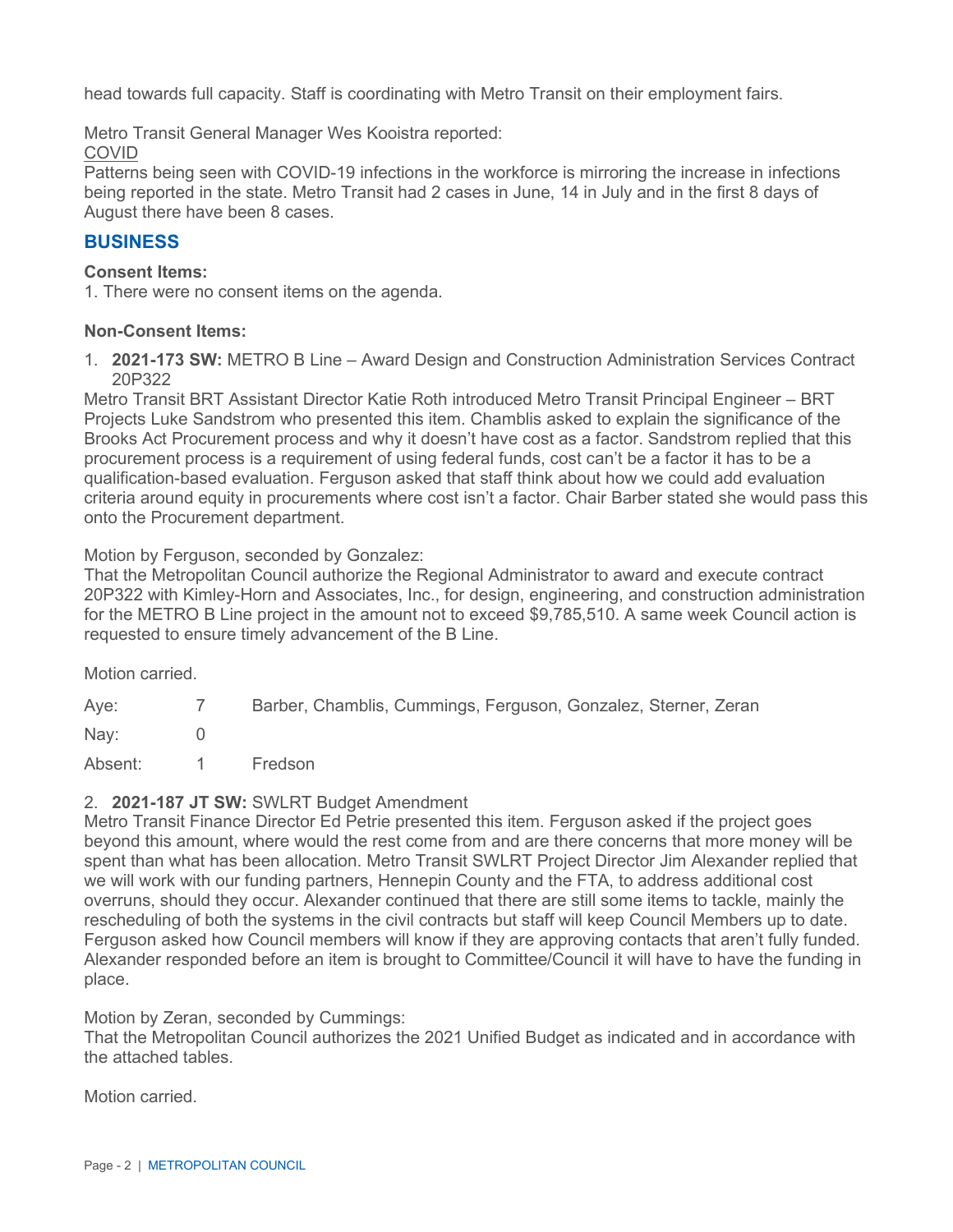head towards full capacity. Staff is coordinating with Metro Transit on their employment fairs.

Metro Transit General Manager Wes Kooistra reported:

COVID

Patterns being seen with COVID-19 infections in the workforce is mirroring the increase in infections being reported in the state. Metro Transit had 2 cases in June, 14 in July and in the first 8 days of August there have been 8 cases.

## BUSINESS

**Consent Items:**

1. There were no consent items on the agenda.

**Non-Consent Items:**

1. **2021-173 SW:** METRO B Line – Award Design and Construction Administration Services Contract 20P322

Metro Transit BRT Assistant Director Katie Roth introduced Metro Transit Principal Engineer – BRT Projects Luke Sandstrom who presented this item. Chamblis asked to explain the significance of the Brooks Act Procurement process and why it doesn't have cost as a factor. Sandstrom replied that this procurement process is a requirement of using federal funds, cost can't be a factor it has to be a qualification-based evaluation. Ferguson asked that staff think about how we could add evaluation criteria around equity in procurements where cost isn't a factor. Chair Barber stated she would pass this onto the Procurement department.

Motion by Ferguson, seconded by Gonzalez:

That the Metropolitan Council authorize the Regional Administrator to award and execute contract 20P322 with Kimley-Horn and Associates, Inc., for design, engineering, and construction administration for the METRO B Line project in the amount not to exceed $9,785,510. A same week Council action is requested to ensure timely advancement of the B Line.

Motion carried.

| | | |
|---|---|---|
| Aye: | 7 | Barber, Chamblis, Cummings, Ferguson, Gonzalez, Sterner, Zeran |
| Nay: | 0 | |
| Absent: | 1 | Fredson |

2. **2021-187 JT SW:** SWLRT Budget Amendment

Metro Transit Finance Director Ed Petrie presented this item. Ferguson asked if the project goes beyond this amount, where would the rest come from and are there concerns that more money will be spent than what has been allocation. Metro Transit SWLRT Project Director Jim Alexander replied that we will work with our funding partners, Hennepin County and the FTA, to address additional cost overruns, should they occur. Alexander continued that there are still some items to tackle, mainly the rescheduling of both the systems in the civil contracts but staff will keep Council Members up to date. Ferguson asked how Council members will know if they are approving contacts that aren't fully funded. Alexander responded before an item is brought to Committee/Council it will have to have the funding in place.

Motion by Zeran, seconded by Cummings:

That the Metropolitan Council authorizes the 2021 Unified Budget as indicated and in accordance with the attached tables.

Motion carried.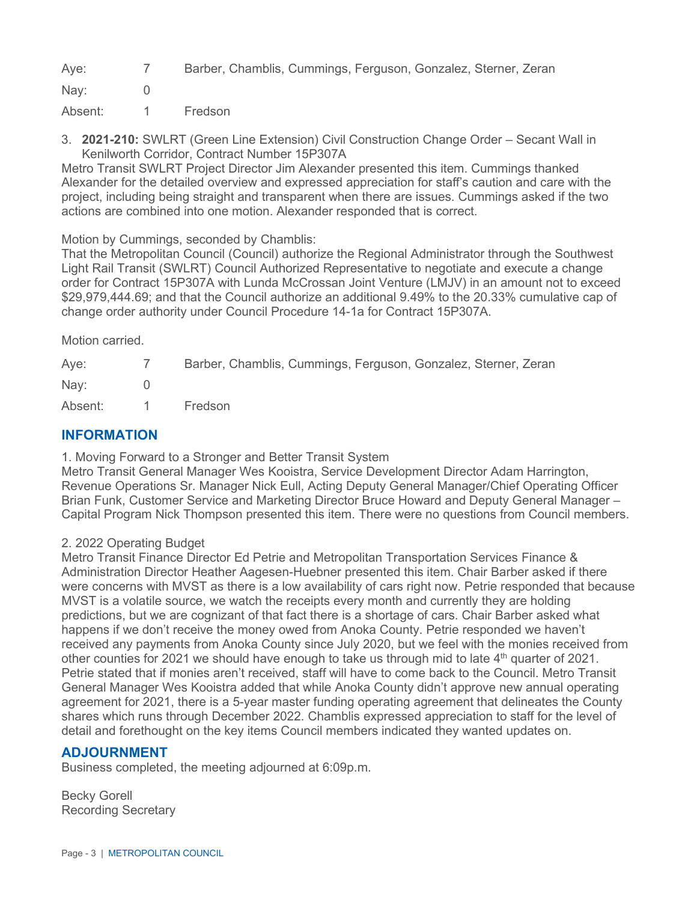| | | |
|---|---|---|
| Aye: | 7 | Barber, Chamblis, Cummings, Ferguson, Gonzalez, Sterner, Zeran |
| Nay: | 0 | |
| Absent: | 1 | Fredson |

3. **2021-210:** SWLRT (Green Line Extension) Civil Construction Change Order – Secant Wall in Kenilworth Corridor, Contract Number 15P307A

Metro Transit SWLRT Project Director Jim Alexander presented this item. Cummings thanked Alexander for the detailed overview and expressed appreciation for staff's caution and care with the project, including being straight and transparent when there are issues. Cummings asked if the two actions are combined into one motion. Alexander responded that is correct.

Motion by Cummings, seconded by Chamblis:

That the Metropolitan Council (Council) authorize the Regional Administrator through the Southwest Light Rail Transit (SWLRT) Council Authorized Representative to negotiate and execute a change order for Contract 15P307A with Lunda McCrossan Joint Venture (LMJV) in an amount not to exceed $29,979,444.69; and that the Council authorize an additional 9.49% to the 20.33% cumulative cap of change order authority under Council Procedure 14-1a for Contract 15P307A.

Motion carried.

| | | |
|---|---|---|
| Aye: | 7 | Barber, Chamblis, Cummings, Ferguson, Gonzalez, Sterner, Zeran |
| Nay: | 0 | |
| Absent: | 1 | Fredson |

## INFORMATION

1. Moving Forward to a Stronger and Better Transit System

Metro Transit General Manager Wes Kooistra, Service Development Director Adam Harrington, Revenue Operations Sr. Manager Nick Eull, Acting Deputy General Manager/Chief Operating Officer Brian Funk, Customer Service and Marketing Director Bruce Howard and Deputy General Manager – Capital Program Nick Thompson presented this item. There were no questions from Council members.

2. 2022 Operating Budget

Metro Transit Finance Director Ed Petrie and Metropolitan Transportation Services Finance & Administration Director Heather Aagesen-Huebner presented this item. Chair Barber asked if there were concerns with MVST as there is a low availability of cars right now. Petrie responded that because MVST is a volatile source, we watch the receipts every month and currently they are holding predictions, but we are cognizant of that fact there is a shortage of cars. Chair Barber asked what happens if we don't receive the money owed from Anoka County. Petrie responded we haven't received any payments from Anoka County since July 2020, but we feel with the monies received from other counties for 2021 we should have enough to take us through mid to late 4th quarter of 2021. Petrie stated that if monies aren't received, staff will have to come back to the Council. Metro Transit General Manager Wes Kooistra added that while Anoka County didn't approve new annual operating agreement for 2021, there is a 5-year master funding operating agreement that delineates the County shares which runs through December 2022. Chamblis expressed appreciation to staff for the level of detail and forethought on the key items Council members indicated they wanted updates on.

## ADJOURNMENT

Business completed, the meeting adjourned at 6:09p.m.

Becky Gorell
Recording Secretary